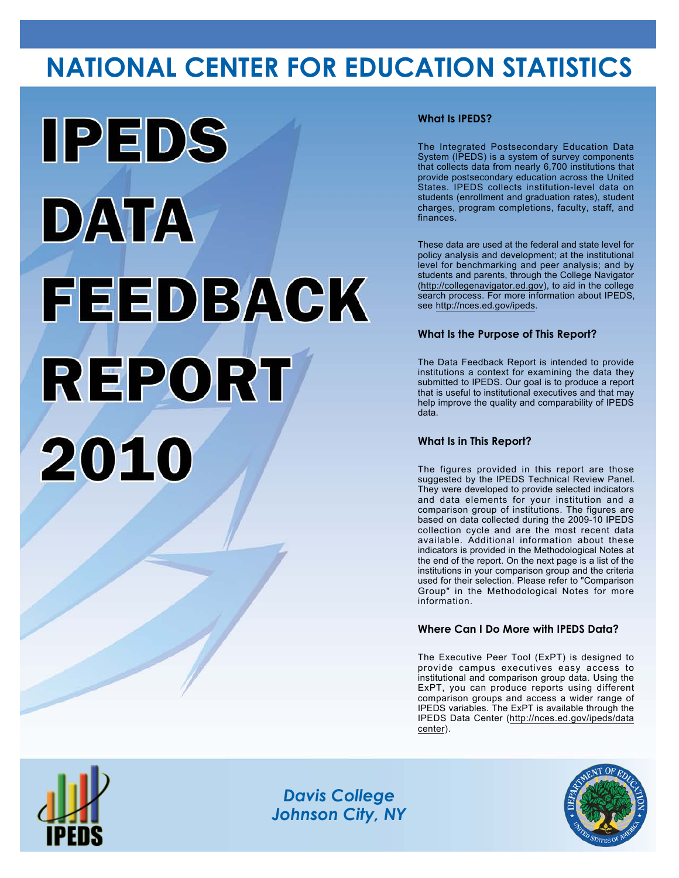# NATIONAL CENTER FOR EDUCATION STATISTICS

# IPEDS DATA FEEDBACK REPORT 2010

### What Is IPEDS?

The Integrated Postsecondary Education Data System (IPEDS) is a system of survey components that collects data from nearly 6,700 institutions that provide postsecondary education across the United States. IPEDS collects institution-level data on students (enrollment and graduation rates), student charges, program completions, faculty, staff, and finances.

These data are used at the federal and state level for policy analysis and development; at the institutional level for benchmarking and peer analysis; and by students and parents, through the College Navigator (http://collegenavigator.ed.gov), to aid in the college search process. For more information about IPEDS, see http://nces.ed.gov/ipeds.

### What Is the Purpose of This Report?

The Data Feedback Report is intended to provide institutions a context for examining the data they submitted to IPEDS. Our goal is to produce a report that is useful to institutional executives and that may help improve the quality and comparability of IPEDS data.

### What Is in This Report?

The figures provided in this report are those suggested by the IPEDS Technical Review Panel. They were developed to provide selected indicators and data elements for your institution and a comparison group of institutions. The figures are based on data collected during the 2009-10 IPEDS collection cycle and are the most recent data available. Additional information about these indicators is provided in the Methodological Notes at the end of the report. On the next page is a list of the institutions in your comparison group and the criteria used for their selection. Please refer to "Comparison Group" in the Methodological Notes for more information.

### Where Can I Do More with IPEDS Data?

The Executive Peer Tool (ExPT) is designed to provide campus executives easy access to institutional and comparison group data. Using the ExPT, you can produce reports using different comparison groups and access a wider range of IPEDS variables. The ExPT is available through the IPEDS Data Center (http://nces.ed.gov/ipeds/datacenter).

*Davis College*
*Johnson City, NY*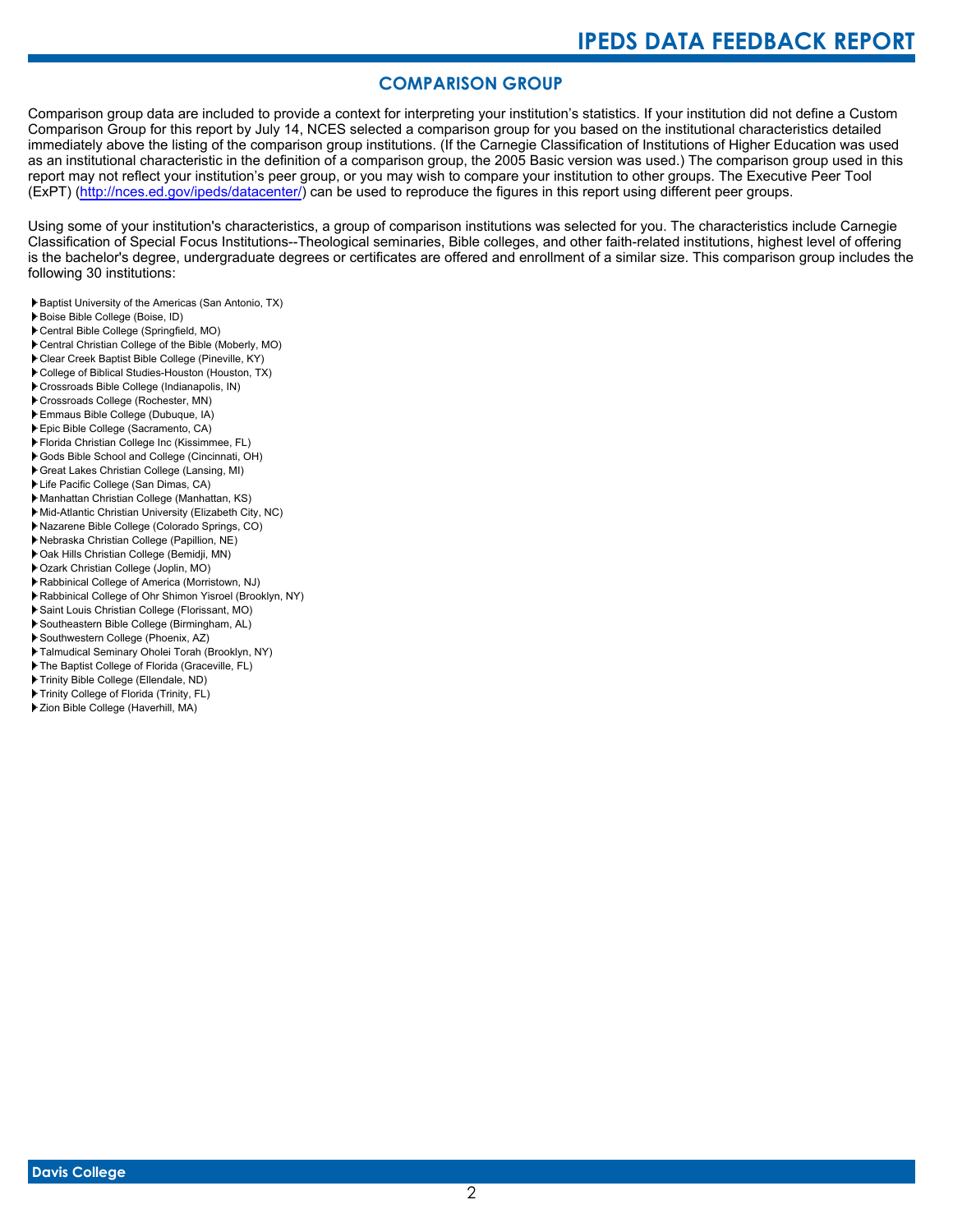## COMPARISON GROUP

Comparison group data are included to provide a context for interpreting your institution's statistics. If your institution did not define a Custom Comparison Group for this report by July 14, NCES selected a comparison group for you based on the institutional characteristics detailed immediately above the listing of the comparison group institutions. (If the Carnegie Classification of Institutions of Higher Education was used as an institutional characteristic in the definition of a comparison group, the 2005 Basic version was used.) The comparison group used in this report may not reflect your institution's peer group, or you may wish to compare your institution to other groups. The Executive Peer Tool (ExPT) (http://nces.ed.gov/ipeds/datacenter/) can be used to reproduce the figures in this report using different peer groups.

Using some of your institution's characteristics, a group of comparison institutions was selected for you. The characteristics include Carnegie Classification of Special Focus Institutions--Theological seminaries, Bible colleges, and other faith-related institutions, highest level of offering is the bachelor's degree, undergraduate degrees or certificates are offered and enrollment of a similar size. This comparison group includes the following 30 institutions:

- Baptist University of the Americas (San Antonio, TX)
- Boise Bible College (Boise, ID)
- Central Bible College (Springfield, MO)
- Central Christian College of the Bible (Moberly, MO)
- Clear Creek Baptist Bible College (Pineville, KY)
- College of Biblical Studies-Houston (Houston, TX)
- Crossroads Bible College (Indianapolis, IN)
- Crossroads College (Rochester, MN)
- Emmaus Bible College (Dubuque, IA)
- Epic Bible College (Sacramento, CA)
- Florida Christian College Inc (Kissimmee, FL)
- Gods Bible School and College (Cincinnati, OH)
- Great Lakes Christian College (Lansing, MI)
- Life Pacific College (San Dimas, CA)
- Manhattan Christian College (Manhattan, KS)
- Mid-Atlantic Christian University (Elizabeth City, NC)
- Nazarene Bible College (Colorado Springs, CO)
- Nebraska Christian College (Papillion, NE)
- Oak Hills Christian College (Bemidji, MN)
- Ozark Christian College (Joplin, MO)
- Rabbinical College of America (Morristown, NJ)
- Rabbinical College of Ohr Shimon Yisroel (Brooklyn, NY)
- Saint Louis Christian College (Florissant, MO)
- Southeastern Bible College (Birmingham, AL)
- Southwestern College (Phoenix, AZ)
- Talmudical Seminary Oholei Torah (Brooklyn, NY)
- The Baptist College of Florida (Graceville, FL)
- Trinity Bible College (Ellendale, ND)
- Trinity College of Florida (Trinity, FL)
- Zion Bible College (Haverhill, MA)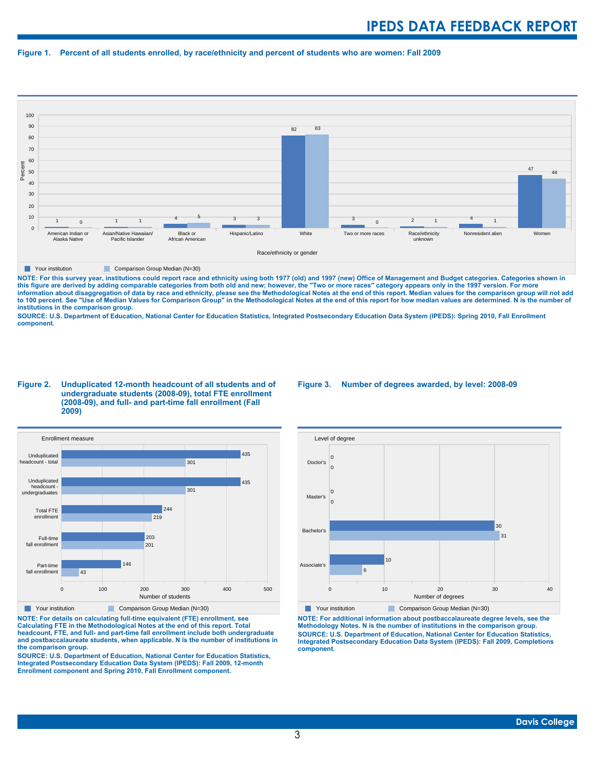### Figure 1. Percent of all students enrolled, by race/ethnicity and percent of students who are women: Fall 2009

| Race/ethnicity or gender | Your institution | Comparison Group Median (N=30) |
|---|---|---|
| American Indian or Alaska Native | 1 | 0 |
| Asian/Native Hawaiian/ Pacific Islander | 1 | 1 |
| Black or African American | 4 | 5 |
| Hispanic/Latino | 3 | 3 |
| White | 82 | 83 |
| Two or more races | 3 | 0 |
| Race/ethnicity unknown | 2 | 1 |
| Nonresident alien | 4 | 1 |
| Women | 47 | 44 |

**NOTE: For this survey year, institutions could report race and ethnicity using both 1977 (old) and 1997 (new) Office of Management and Budget categories. Categories shown in this figure are derived by adding comparable categories from both old and new; however, the "Two or more races" category appears only in the 1997 version. For more information about disaggregation of data by race and ethnicity, please see the Methodological Notes at the end of this report. Median values for the comparison group will not add to 100 percent. See "Use of Median Values for Comparison Group" in the Methodological Notes at the end of this report for how median values are determined. N is the number of institutions in the comparison group.**

**SOURCE: U.S. Department of Education, National Center for Education Statistics, Integrated Postsecondary Education Data System (IPEDS): Spring 2010, Fall Enrollment component.**

### Figure 2. Unduplicated 12-month headcount of all students and of undergraduate students (2008-09), total FTE enrollment (2008-09), and full- and part-time fall enrollment (Fall 2009)

| Enrollment measure | Your institution | Comparison Group Median (N=30) |
|---|---|---|
| Unduplicated headcount - total | 435 | 301 |
| Unduplicated headcount - undergraduates | 435 | 301 |
| Total FTE enrollment | 244 | 219 |
| Full-time fall enrollment | 203 | 201 |
| Part-time fall enrollment | 146 | 43 |

**NOTE: For details on calculating full-time equivalent (FTE) enrollment, see Calculating FTE in the Methodological Notes at the end of this report. Total headcount, FTE, and full- and part-time fall enrollment include both undergraduate and postbaccalaureate students, when applicable. N is the number of institutions in the comparison group.**

**SOURCE: U.S. Department of Education, National Center for Education Statistics, Integrated Postsecondary Education Data System (IPEDS): Fall 2009, 12-month Enrollment component and Spring 2010, Fall Enrollment component.**

### Figure 3. Number of degrees awarded, by level: 2008-09

| Level of degree | Your institution | Comparison Group Median (N=30) |
|---|---|---|
| Doctor's | 0 | 0 |
| Master's | 0 | 0 |
| Bachelor's | 30 | 31 |
| Associate's | 10 | 6 |

**NOTE: For additional information about postbaccalaureate degree levels, see the Methodology Notes. N is the number of institutions in the comparison group.**

**SOURCE: U.S. Department of Education, National Center for Education Statistics, Integrated Postsecondary Education Data System (IPEDS): Fall 2009, Completions component.**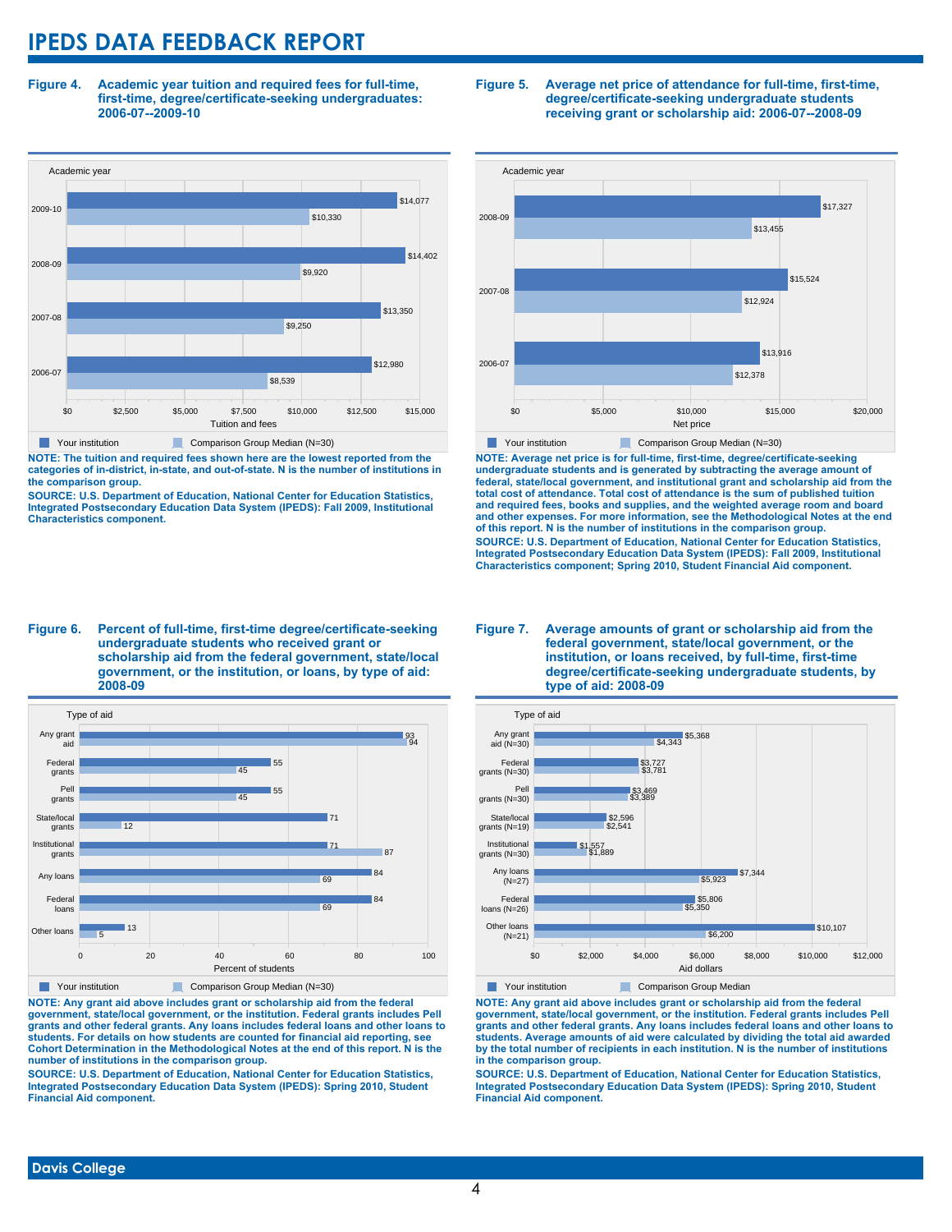# IPEDS DATA FEEDBACK REPORT

**Figure 4. Academic year tuition and required fees for full-time, first-time, degree/certificate-seeking undergraduates: 2006-07--2009-10**

| Academic year | Your institution | Comparison Group Median (N=30) |
|---|---|---|
| 2009-10 | $14,077 | $10,330 |
| 2008-09 | $14,402 | $9,920 |
| 2007-08 | $13,350 | $9,250 |
| 2006-07 | $12,980 | $8,539 |

**NOTE: The tuition and required fees shown here are the lowest reported from the categories of in-district, in-state, and out-of-state. N is the number of institutions in the comparison group.**

**SOURCE: U.S. Department of Education, National Center for Education Statistics, Integrated Postsecondary Education Data System (IPEDS): Fall 2009, Institutional Characteristics component.**

**Figure 5. Average net price of attendance for full-time, first-time, degree/certificate-seeking undergraduate students receiving grant or scholarship aid: 2006-07--2008-09**

| Academic year | Your institution | Comparison Group Median (N=30) |
|---|---|---|
| 2008-09 | $17,327 | $13,455 |
| 2007-08 | $15,524 | $12,924 |
| 2006-07 | $13,916 | $12,378 |

**NOTE: Average net price is for full-time, first-time, degree/certificate-seeking undergraduate students and is generated by subtracting the average amount of federal, state/local government, and institutional grant and scholarship aid from the total cost of attendance. Total cost of attendance is the sum of published tuition and required fees, books and supplies, and the weighted average room and board and other expenses. For more information, see the Methodological Notes at the end of this report. N is the number of institutions in the comparison group.**

**SOURCE: U.S. Department of Education, National Center for Education Statistics, Integrated Postsecondary Education Data System (IPEDS): Fall 2009, Institutional Characteristics component; Spring 2010, Student Financial Aid component.**

**Figure 6. Percent of full-time, first-time degree/certificate-seeking undergraduate students who received grant or scholarship aid from the federal government, state/local government, or the institution, or loans, by type of aid: 2008-09**

| Type of aid | Your institution | Comparison Group Median (N=30) |
|---|---|---|
| Any grant aid | 93 | 94 |
| Federal grants | 55 | 45 |
| Pell grants | 55 | 45 |
| State/local grants | 71 | 12 |
| Institutional grants | 71 | 87 |
| Any loans | 84 | 69 |
| Federal loans | 84 | 69 |
| Other loans | 13 | 5 |

**NOTE: Any grant aid above includes grant or scholarship aid from the federal government, state/local government, or the institution. Federal grants includes Pell grants and other federal grants. Any loans includes federal loans and other loans to students. For details on how students are counted for financial aid reporting, see Cohort Determination in the Methodological Notes at the end of this report. N is the number of institutions in the comparison group.**

**SOURCE: U.S. Department of Education, National Center for Education Statistics, Integrated Postsecondary Education Data System (IPEDS): Spring 2010, Student Financial Aid component.**

**Figure 7. Average amounts of grant or scholarship aid from the federal government, state/local government, or the institution, or loans received, by full-time, first-time degree/certificate-seeking undergraduate students, by type of aid: 2008-09**

| Type of aid | Your institution | Comparison Group Median |
|---|---|---|
| Any grant aid (N=30) | $5,368 | $4,343 |
| Federal grants (N=30) | $3,727 | $3,781 |
| Pell grants (N=30) | $3,469 | $3,389 |
| State/local grants (N=19) | $2,596 | $2,541 |
| Institutional grants (N=30) | $1,557 | $1,889 |
| Any loans (N=27) | $7,344 | $5,923 |
| Federal loans (N=26) | $5,806 | $5,350 |
| Other loans (N=21) | $10,107 | $6,200 |

**NOTE: Any grant aid above includes grant or scholarship aid from the federal government, state/local government, or the institution. Federal grants includes Pell grants and other federal grants. Any loans includes federal loans and other loans to students. Average amounts of aid were calculated by dividing the total aid awarded by the total number of recipients in each institution. N is the number of institutions in the comparison group.**

**SOURCE: U.S. Department of Education, National Center for Education Statistics, Integrated Postsecondary Education Data System (IPEDS): Spring 2010, Student Financial Aid component.**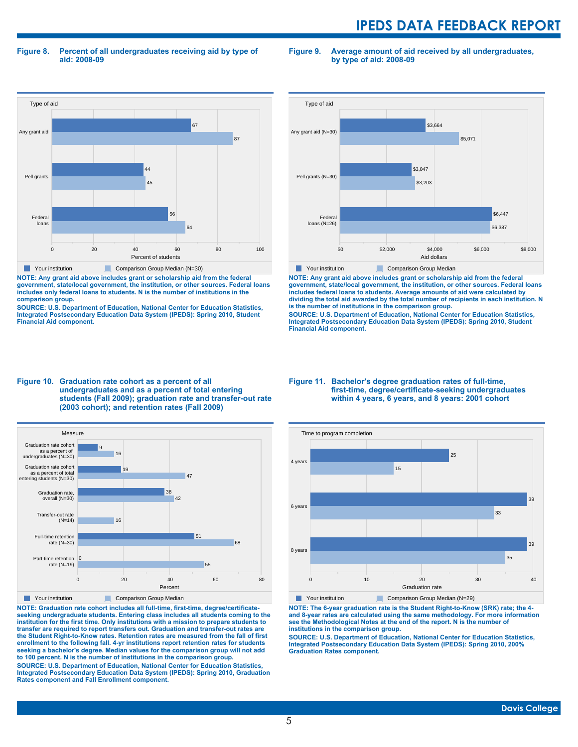### Figure 8. Percent of all undergraduates receiving aid by type of aid: 2008-09

| Type of aid | Your institution | Comparison Group Median (N=30) |
|---|---|---|
| Any grant aid | 67 | 87 |
| Pell grants | 44 | 45 |
| Federal loans | 56 | 64 |

Percent of students

**NOTE: Any grant aid above includes grant or scholarship aid from the federal government, state/local government, the institution, or other sources. Federal loans includes only federal loans to students. N is the number of institutions in the comparison group.**

**SOURCE: U.S. Department of Education, National Center for Education Statistics, Integrated Postsecondary Education Data System (IPEDS): Spring 2010, Student Financial Aid component.**

### Figure 9. Average amount of aid received by all undergraduates, by type of aid: 2008-09

| Type of aid | Your institution | Comparison Group Median |
|---|---|---|
| Any grant aid (N=30) | $3,664 | $5,071 |
| Pell grants (N=30) | $3,047 | $3,203 |
| Federal loans (N=26) | $6,447 | $6,387 |

Aid dollars

**NOTE: Any grant aid above includes grant or scholarship aid from the federal government, state/local government, the institution, or other sources. Federal loans includes federal loans to students. Average amounts of aid were calculated by dividing the total aid awarded by the total number of recipients in each institution. N is the number of institutions in the comparison group.**

**SOURCE: U.S. Department of Education, National Center for Education Statistics, Integrated Postsecondary Education Data System (IPEDS): Spring 2010, Student Financial Aid component.**

### Figure 10. Graduation rate cohort as a percent of all undergraduates and as a percent of total entering students (Fall 2009); graduation rate and transfer-out rate (2003 cohort); and retention rates (Fall 2009)

| Measure | Your institution | Comparison Group Median |
|---|---|---|
| Graduation rate cohort as a percent of undergraduates (N=30) | 9 | 16 |
| Graduation rate cohort as a percent of total entering students (N=30) | 19 | 47 |
| Graduation rate, overall (N=30) | 38 | 42 |
| Transfer-out rate (N=14) | | 16 |
| Full-time retention rate (N=30) | 51 | 68 |
| Part-time retention rate (N=19) | 0 | 55 |

Percent

**NOTE: Graduation rate cohort includes all full-time, first-time, degree/certificate-seeking undergraduate students. Entering class includes all students coming to the institution for the first time. Only institutions with a mission to prepare students to transfer are required to report transfers out. Graduation and transfer-out rates are the Student Right-to-Know rates. Retention rates are measured from the fall of first enrollment to the following fall. 4-yr institutions report retention rates for students seeking a bachelor's degree. Median values for the comparison group will not add to 100 percent. N is the number of institutions in the comparison group.**

**SOURCE: U.S. Department of Education, National Center for Education Statistics, Integrated Postsecondary Education Data System (IPEDS): Spring 2010, Graduation Rates component and Fall Enrollment component.**

### Figure 11. Bachelor's degree graduation rates of full-time, first-time, degree/certificate-seeking undergraduates within 4 years, 6 years, and 8 years: 2001 cohort

| Time to program completion | Your institution | Comparison Group Median (N=29) |
|---|---|---|
| 4 years | 25 | 15 |
| 6 years | 39 | 33 |
| 8 years | 39 | 35 |

Graduation rate

**NOTE: The 6-year graduation rate is the Student Right-to-Know (SRK) rate; the 4- and 8-year rates are calculated using the same methodology. For more information see the Methodological Notes at the end of the report. N is the number of institutions in the comparison group.**

**SOURCE: U.S. Department of Education, National Center for Education Statistics, Integrated Postsecondary Education Data System (IPEDS): Spring 2010, 200% Graduation Rates component.**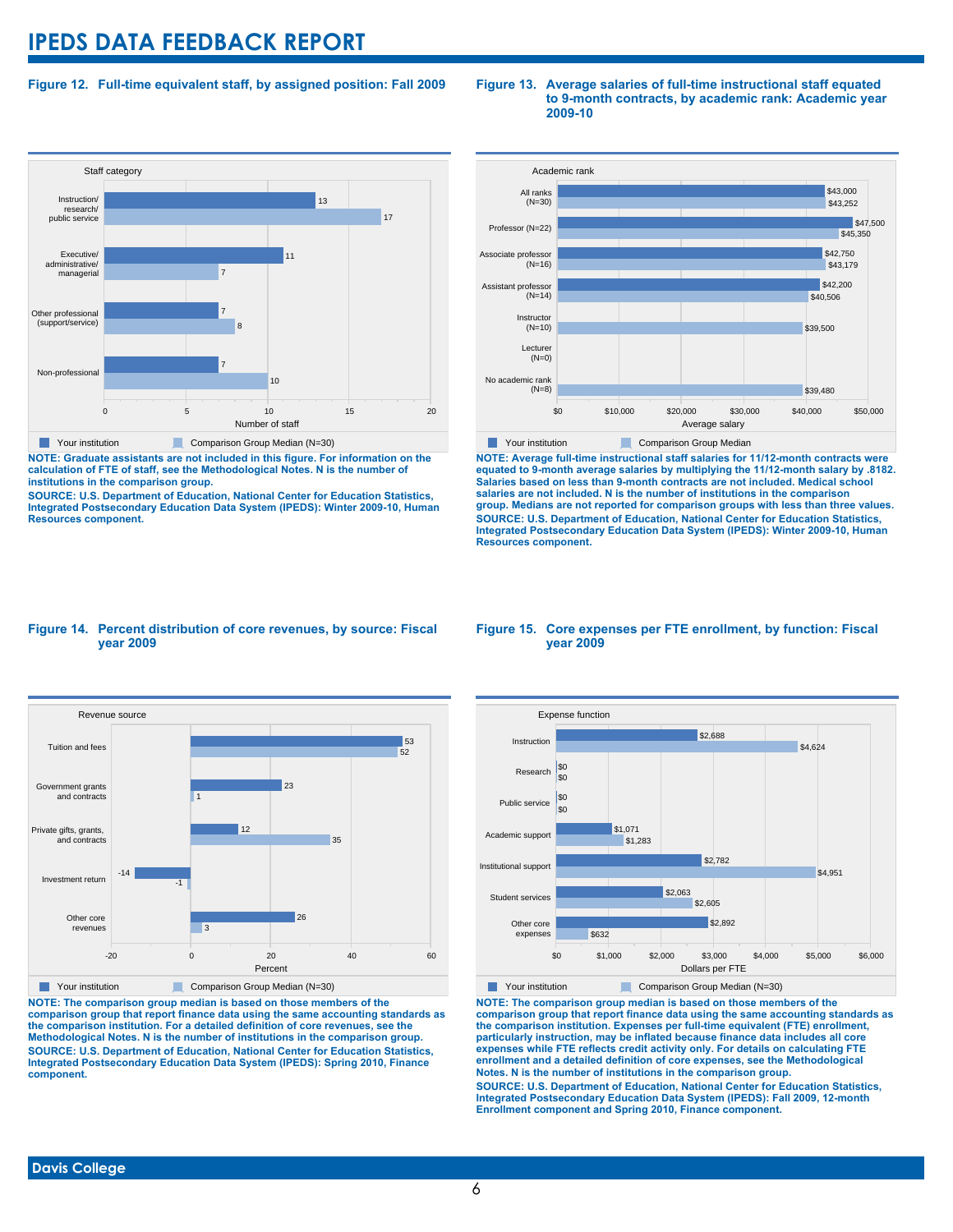# IPEDS DATA FEEDBACK REPORT

**Figure 12. Full-time equivalent staff, by assigned position: Fall 2009**

| Staff category | Your institution | Comparison Group Median (N=30) |
|---|---|---|
| Instruction/research/public service | 13 | 17 |
| Executive/administrative/managerial | 11 | 7 |
| Other professional (support/service) | 7 | 8 |
| Non-professional | 7 | 10 |

**NOTE: Graduate assistants are not included in this figure. For information on the calculation of FTE of staff, see the Methodological Notes. N is the number of institutions in the comparison group.**

**SOURCE: U.S. Department of Education, National Center for Education Statistics, Integrated Postsecondary Education Data System (IPEDS): Winter 2009-10, Human Resources component.**

**Figure 13. Average salaries of full-time instructional staff equated to 9-month contracts, by academic rank: Academic year 2009-10**

| Academic rank | Your institution | Comparison Group Median |
|---|---|---|
| All ranks (N=30) | $43,000 | $43,252 |
| Professor (N=22) | $47,500 | $45,350 |
| Associate professor (N=16) | $42,750 | $43,179 |
| Assistant professor (N=14) | $42,200 | $40,506 |
| Instructor (N=10) | | $39,500 |
| Lecturer (N=0) | | |
| No academic rank (N=8) | | $39,480 |

**NOTE: Average full-time instructional staff salaries for 11/12-month contracts were equated to 9-month average salaries by multiplying the 11/12-month salary by .8182. Salaries based on less than 9-month contracts are not included. Medical school salaries are not included. N is the number of institutions in the comparison group. Medians are not reported for comparison groups with less than three values.**

**SOURCE: U.S. Department of Education, National Center for Education Statistics, Integrated Postsecondary Education Data System (IPEDS): Winter 2009-10, Human Resources component.**

**Figure 14. Percent distribution of core revenues, by source: Fiscal year 2009**

| Revenue source | Your institution | Comparison Group Median (N=30) |
|---|---|---|
| Tuition and fees | 53 | 52 |
| Government grants and contracts | 23 | 1 |
| Private gifts, grants, and contracts | 12 | 35 |
| Investment return | -14 | -1 |
| Other core revenues | 26 | 3 |

**NOTE: The comparison group median is based on those members of the comparison group that report finance data using the same accounting standards as the comparison institution. For a detailed definition of core revenues, see the Methodological Notes. N is the number of institutions in the comparison group.**

**SOURCE: U.S. Department of Education, National Center for Education Statistics, Integrated Postsecondary Education Data System (IPEDS): Spring 2010, Finance component.**

**Figure 15. Core expenses per FTE enrollment, by function: Fiscal year 2009**

| Expense function | Your institution | Comparison Group Median (N=30) |
|---|---|---|
| Instruction | $2,688 | $4,624 |
| Research | $0 | $0 |
| Public service | $0 | $0 |
| Academic support | $1,071 | $1,283 |
| Institutional support | $2,782 | $4,951 |
| Student services | $2,063 | $2,605 |
| Other core expenses | $2,892 | $632 |

**NOTE: The comparison group median is based on those members of the comparison group that report finance data using the same accounting standards as the comparison institution. Expenses per full-time equivalent (FTE) enrollment, particularly instruction, may be inflated because finance data includes all core expenses while FTE reflects credit activity only. For details on calculating FTE enrollment and a detailed definition of core expenses, see the Methodological Notes. N is the number of institutions in the comparison group.**

**SOURCE: U.S. Department of Education, National Center for Education Statistics, Integrated Postsecondary Education Data System (IPEDS): Fall 2009, 12-month Enrollment component and Spring 2010, Finance component.**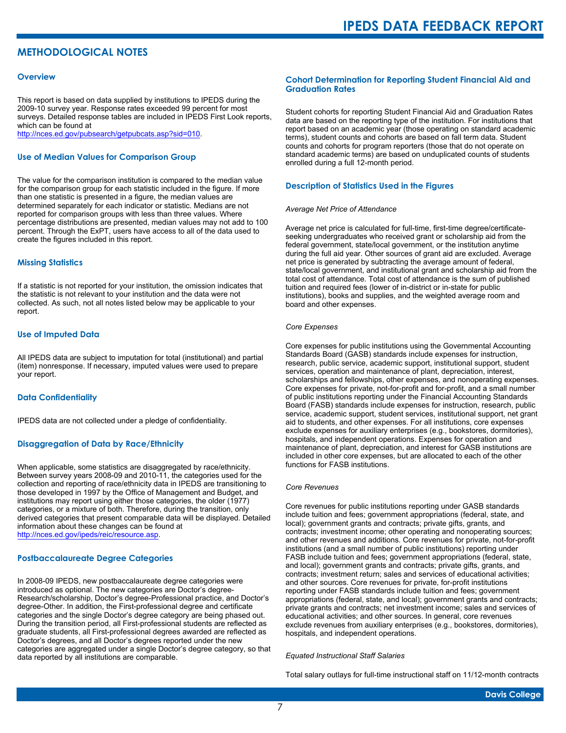# METHODOLOGICAL NOTES

## Overview

This report is based on data supplied by institutions to IPEDS during the 2009-10 survey year. Response rates exceeded 99 percent for most surveys. Detailed response tables are included in IPEDS First Look reports, which can be found at http://nces.ed.gov/pubsearch/getpubcats.asp?sid=010.

## Use of Median Values for Comparison Group

The value for the comparison institution is compared to the median value for the comparison group for each statistic included in the figure. If more than one statistic is presented in a figure, the median values are determined separately for each indicator or statistic. Medians are not reported for comparison groups with less than three values. Where percentage distributions are presented, median values may not add to 100 percent. Through the ExPT, users have access to all of the data used to create the figures included in this report.

## Missing Statistics

If a statistic is not reported for your institution, the omission indicates that the statistic is not relevant to your institution and the data were not collected. As such, not all notes listed below may be applicable to your report.

## Use of Imputed Data

All IPEDS data are subject to imputation for total (institutional) and partial (item) nonresponse. If necessary, imputed values were used to prepare your report.

## Data Confidentiality

IPEDS data are not collected under a pledge of confidentiality.

## Disaggregation of Data by Race/Ethnicity

When applicable, some statistics are disaggregated by race/ethnicity. Between survey years 2008-09 and 2010-11, the categories used for the collection and reporting of race/ethnicity data in IPEDS are transitioning to those developed in 1997 by the Office of Management and Budget, and institutions may report using either those categories, the older (1977) categories, or a mixture of both. Therefore, during the transition, only derived categories that present comparable data will be displayed. Detailed information about these changes can be found at http://nces.ed.gov/ipeds/reic/resource.asp.

## Postbaccalaureate Degree Categories

In 2008-09 IPEDS, new postbaccalaureate degree categories were introduced as optional. The new categories are Doctor's degree-Research/scholarship, Doctor's degree-Professional practice, and Doctor's degree-Other. In addition, the First-professional degree and certificate categories and the single Doctor's degree category are being phased out. During the transition period, all First-professional students are reflected as graduate students, all First-professional degrees awarded are reflected as Doctor's degrees, and all Doctor's degrees reported under the new categories are aggregated under a single Doctor's degree category, so that data reported by all institutions are comparable.

## Cohort Determination for Reporting Student Financial Aid and Graduation Rates

Student cohorts for reporting Student Financial Aid and Graduation Rates data are based on the reporting type of the institution. For institutions that report based on an academic year (those operating on standard academic terms), student counts and cohorts are based on fall term data. Student counts and cohorts for program reporters (those that do not operate on standard academic terms) are based on unduplicated counts of students enrolled during a full 12-month period.

## Description of Statistics Used in the Figures

*Average Net Price of Attendance*

Average net price is calculated for full-time, first-time degree/certificate-seeking undergraduates who received grant or scholarship aid from the federal government, state/local government, or the institution anytime during the full aid year. Other sources of grant aid are excluded. Average net price is generated by subtracting the average amount of federal, state/local government, and institutional grant and scholarship aid from the total cost of attendance. Total cost of attendance is the sum of published tuition and required fees (lower of in-district or in-state for public institutions), books and supplies, and the weighted average room and board and other expenses.

*Core Expenses*

Core expenses for public institutions using the Governmental Accounting Standards Board (GASB) standards include expenses for instruction, research, public service, academic support, institutional support, student services, operation and maintenance of plant, depreciation, interest, scholarships and fellowships, other expenses, and nonoperating expenses. Core expenses for private, not-for-profit and for-profit, and a small number of public institutions reporting under the Financial Accounting Standards Board (FASB) standards include expenses for instruction, research, public service, academic support, student services, institutional support, net grant aid to students, and other expenses. For all institutions, core expenses exclude expenses for auxiliary enterprises (e.g., bookstores, dormitories), hospitals, and independent operations. Expenses for operation and maintenance of plant, depreciation, and interest for GASB institutions are included in other core expenses, but are allocated to each of the other functions for FASB institutions.

*Core Revenues*

Core revenues for public institutions reporting under GASB standards include tuition and fees; government appropriations (federal, state, and local); government grants and contracts; private gifts, grants, and contracts; investment income; other operating and nonoperating sources; and other revenues and additions. Core revenues for private, not-for-profit institutions (and a small number of public institutions) reporting under FASB include tuition and fees; government appropriations (federal, state, and local); government grants and contracts; private gifts, grants, and contracts; investment return; sales and services of educational activities; and other sources. Core revenues for private, for-profit institutions reporting under FASB standards include tuition and fees; government appropriations (federal, state, and local); government grants and contracts; private grants and contracts; net investment income; sales and services of educational activities; and other sources. In general, core revenues exclude revenues from auxiliary enterprises (e.g., bookstores, dormitories), hospitals, and independent operations.

*Equated Instructional Staff Salaries*

Total salary outlays for full-time instructional staff on 11/12-month contracts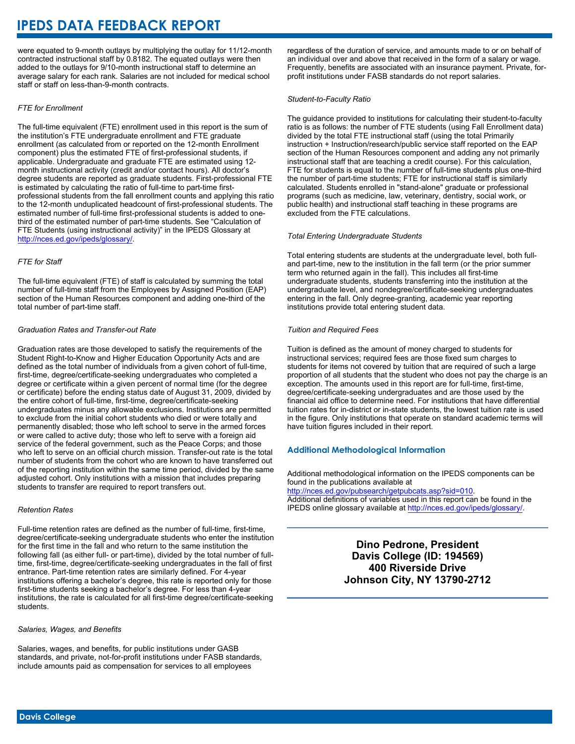were equated to 9-month outlays by multiplying the outlay for 11/12-month contracted instructional staff by 0.8182. The equated outlays were then added to the outlays for 9/10-month instructional staff to determine an average salary for each rank. Salaries are not included for medical school staff or staff on less-than-9-month contracts.

*FTE for Enrollment*

The full-time equivalent (FTE) enrollment used in this report is the sum of the institution's FTE undergraduate enrollment and FTE graduate enrollment (as calculated from or reported on the 12-month Enrollment component) plus the estimated FTE of first-professional students, if applicable. Undergraduate and graduate FTE are estimated using 12-month instructional activity (credit and/or contact hours). All doctor's degree students are reported as graduate students. First-professional FTE is estimated by calculating the ratio of full-time to part-time first-professional students from the fall enrollment counts and applying this ratio to the 12-month unduplicated headcount of first-professional students. The estimated number of full-time first-professional students is added to one-third of the estimated number of part-time students. See "Calculation of FTE Students (using instructional activity)" in the IPEDS Glossary at http://nces.ed.gov/ipeds/glossary/.

*FTE for Staff*

The full-time equivalent (FTE) of staff is calculated by summing the total number of full-time staff from the Employees by Assigned Position (EAP) section of the Human Resources component and adding one-third of the total number of part-time staff.

*Graduation Rates and Transfer-out Rate*

Graduation rates are those developed to satisfy the requirements of the Student Right-to-Know and Higher Education Opportunity Acts and are defined as the total number of individuals from a given cohort of full-time, first-time, degree/certificate-seeking undergraduates who completed a degree or certificate within a given percent of normal time (for the degree or certificate) before the ending status date of August 31, 2009, divided by the entire cohort of full-time, first-time, degree/certificate-seeking undergraduates minus any allowable exclusions. Institutions are permitted to exclude from the initial cohort students who died or were totally and permanently disabled; those who left school to serve in the armed forces or were called to active duty; those who left to serve with a foreign aid service of the federal government, such as the Peace Corps; and those who left to serve on an official church mission. Transfer-out rate is the total number of students from the cohort who are known to have transferred out of the reporting institution within the same time period, divided by the same adjusted cohort. Only institutions with a mission that includes preparing students to transfer are required to report transfers out.

*Retention Rates*

Full-time retention rates are defined as the number of full-time, first-time, degree/certificate-seeking undergraduate students who enter the institution for the first time in the fall and who return to the same institution the following fall (as either full- or part-time), divided by the total number of full-time, first-time, degree/certificate-seeking undergraduates in the fall of first entrance. Part-time retention rates are similarly defined. For 4-year institutions offering a bachelor's degree, this rate is reported only for those first-time students seeking a bachelor's degree. For less than 4-year institutions, the rate is calculated for all first-time degree/certificate-seeking students.

*Salaries, Wages, and Benefits*

Salaries, wages, and benefits, for public institutions under GASB standards, and private, not-for-profit institutions under FASB standards, include amounts paid as compensation for services to all employees regardless of the duration of service, and amounts made to or on behalf of an individual over and above that received in the form of a salary or wage. Frequently, benefits are associated with an insurance payment. Private, for-profit institutions under FASB standards do not report salaries.

*Student-to-Faculty Ratio*

The guidance provided to institutions for calculating their student-to-faculty ratio is as follows: the number of FTE students (using Fall Enrollment data) divided by the total FTE instructional staff (using the total Primarily instruction + Instruction/research/public service staff reported on the EAP section of the Human Resources component and adding any not primarily instructional staff that are teaching a credit course). For this calculation, FTE for students is equal to the number of full-time students plus one-third the number of part-time students; FTE for instructional staff is similarly calculated. Students enrolled in "stand-alone" graduate or professional programs (such as medicine, law, veterinary, dentistry, social work, or public health) and instructional staff teaching in these programs are excluded from the FTE calculations.

*Total Entering Undergraduate Students*

Total entering students are students at the undergraduate level, both full- and part-time, new to the institution in the fall term (or the prior summer term who returned again in the fall). This includes all first-time undergraduate students, students transferring into the institution at the undergraduate level, and nondegree/certificate-seeking undergraduates entering in the fall. Only degree-granting, academic year reporting institutions provide total entering student data.

*Tuition and Required Fees*

Tuition is defined as the amount of money charged to students for instructional services; required fees are those fixed sum charges to students for items not covered by tuition that are required of such a large proportion of all students that the student who does not pay the charge is an exception. The amounts used in this report are for full-time, first-time, degree/certificate-seeking undergraduates and are those used by the financial aid office to determine need. For institutions that have differential tuition rates for in-district or in-state students, the lowest tuition rate is used in the figure. Only institutions that operate on standard academic terms will have tuition figures included in their report.

## Additional Methodological Information

Additional methodological information on the IPEDS components can be found in the publications available at http://nces.ed.gov/pubsearch/getpubcats.asp?sid=010.
Additional definitions of variables used in this report can be found in the IPEDS online glossary available at http://nces.ed.gov/ipeds/glossary/.

**Dino Pedrone, President**
**Davis College (ID: 194569)**
**400 Riverside Drive**
**Johnson City, NY 13790-2712**